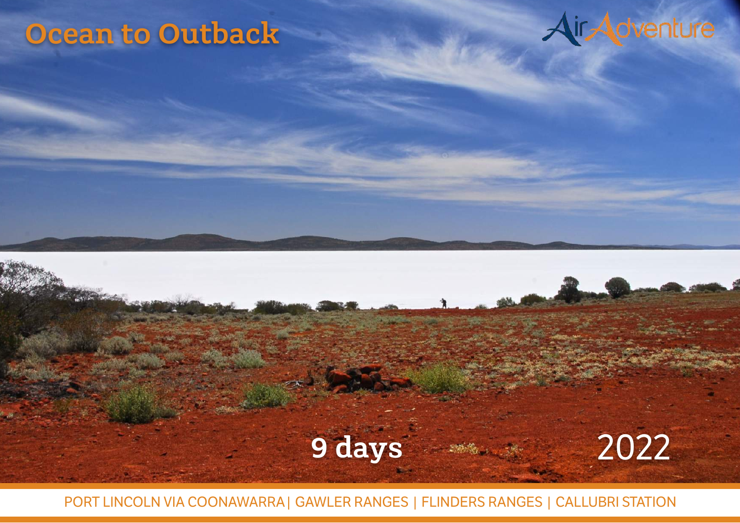# Ocean to Outback

AirAdventure

9 days

2022

PORT LINCOLN VIA COONAWARRA | GAWLER RANGES | FLINDERS RANGES | CALLUBRI STATION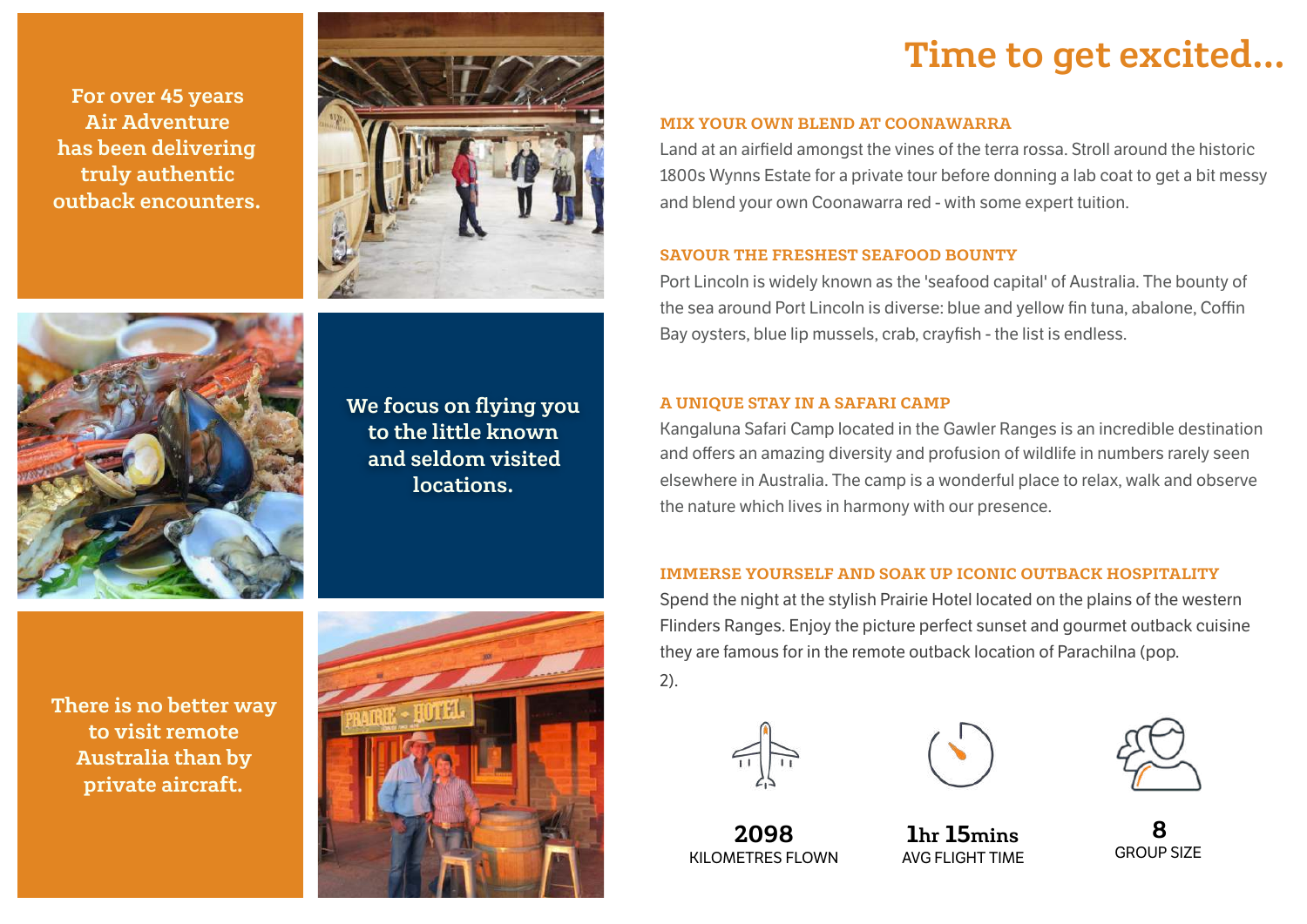For over 45 years Air Adventure has been delivering truly authentic outback encounters.

We focus on flying you to the little known and seldom visited locations.

There is no better way to visit remote Australia than by private aircraft.

# Time to get excited...

### MIX YOUR OWN BLEND AT COONAWARRA

Land at an airfield amongst the vines of the terra rossa. Stroll around the historic 1800s Wynns Estate for a private tour before donning a lab coat to get a bit messy and blend your own Coonawarra red - with some expert tuition.

### SAVOUR THE FRESHEST SEAFOOD BOUNTY

Port Lincoln is widely known as the 'seafood capital' of Australia. The bounty of the sea around Port Lincoln is diverse: blue and yellow fin tuna, abalone, Coffin Bay oysters, blue lip mussels, crab, crayfish - the list is endless.

### A UNIQUE STAY IN A SAFARI CAMP

Kangaluna Safari Camp located in the Gawler Ranges is an incredible destination and offers an amazing diversity and profusion of wildlife in numbers rarely seen elsewhere in Australia. The camp is a wonderful place to relax, walk and observe the nature which lives in harmony with our presence.

### IMMERSE YOURSELF AND SOAK UP ICONIC OUTBACK HOSPITALITY

Spend the night at the stylish Prairie Hotel located on the plains of the western Flinders Ranges. Enjoy the picture perfect sunset and gourmet outback cuisine they are famous for in the remote outback location of Parachilna (pop. 2).

**2098**
KILOMETRES FLOWN

**1hr 15mins**
AVG FLIGHT TIME

**8**
GROUP SIZE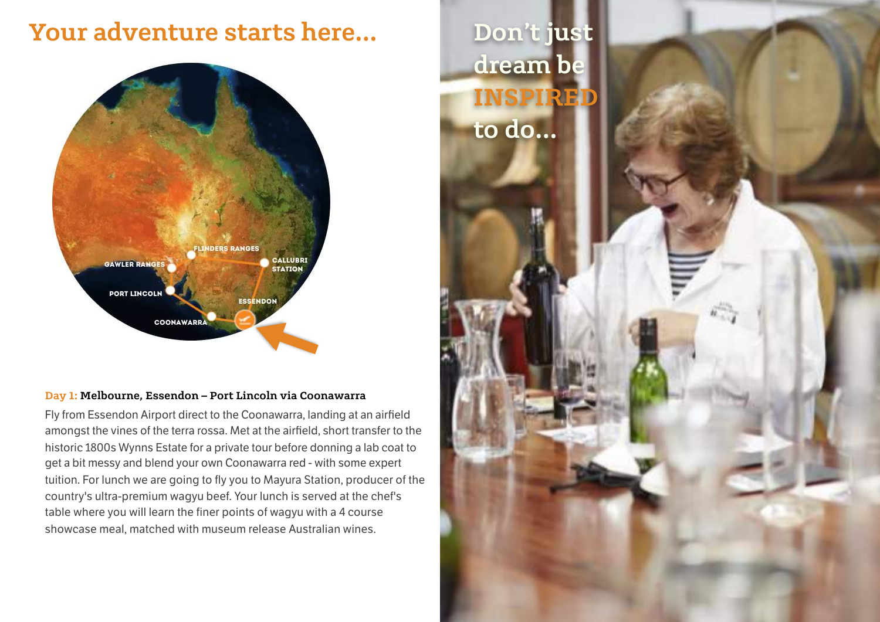# Your adventure starts here...

FLINDERS RANGES

GAWLER RANGES

CALLUBRI STATION

PORT LINCOLN

ESSENDON

COONAWARRA

**Day 1: Melbourne, Essendon – Port Lincoln via Coonawarra**

Fly from Essendon Airport direct to the Coonawarra, landing at an airfield amongst the vines of the terra rossa. Met at the airfield, short transfer to the historic 1800s Wynns Estate for a private tour before donning a lab coat to get a bit messy and blend your own Coonawarra red - with some expert tuition. For lunch we are going to fly you to Mayura Station, producer of the country's ultra-premium wagyu beef. Your lunch is served at the chef's table where you will learn the finer points of wagyu with a 4 course showcase meal, matched with museum release Australian wines.

## Don't just dream be INSPIRED to do...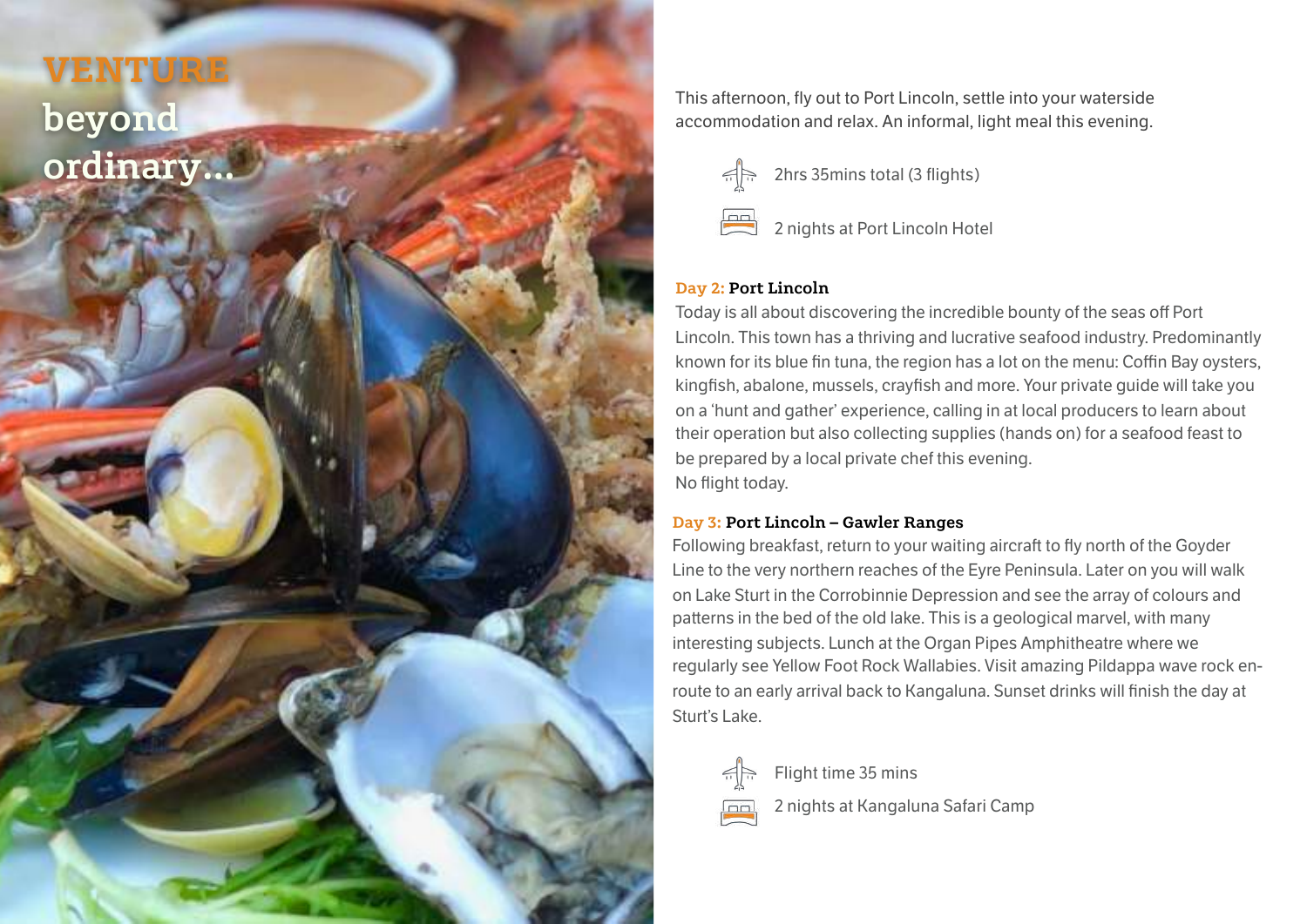VENTURE
beyond
ordinary...

This afternoon, fly out to Port Lincoln, settle into your waterside accommodation and relax. An informal, light meal this evening.

2hrs 35mins total (3 flights)

2 nights at Port Lincoln Hotel

### Day 2: Port Lincoln

Today is all about discovering the incredible bounty of the seas off Port Lincoln. This town has a thriving and lucrative seafood industry. Predominantly known for its blue fin tuna, the region has a lot on the menu: Coffin Bay oysters, kingfish, abalone, mussels, crayfish and more. Your private guide will take you on a 'hunt and gather' experience, calling in at local producers to learn about their operation but also collecting supplies (hands on) for a seafood feast to be prepared by a local private chef this evening.
No flight today.

### Day 3: Port Lincoln – Gawler Ranges

Following breakfast, return to your waiting aircraft to fly north of the Goyder Line to the very northern reaches of the Eyre Peninsula. Later on you will walk on Lake Sturt in the Corrobinnie Depression and see the array of colours and patterns in the bed of the old lake. This is a geological marvel, with many interesting subjects. Lunch at the Organ Pipes Amphitheatre where we regularly see Yellow Foot Rock Wallabies. Visit amazing Pildappa wave rock en-route to an early arrival back to Kangaluna. Sunset drinks will finish the day at Sturt's Lake.

Flight time 35 mins

2 nights at Kangaluna Safari Camp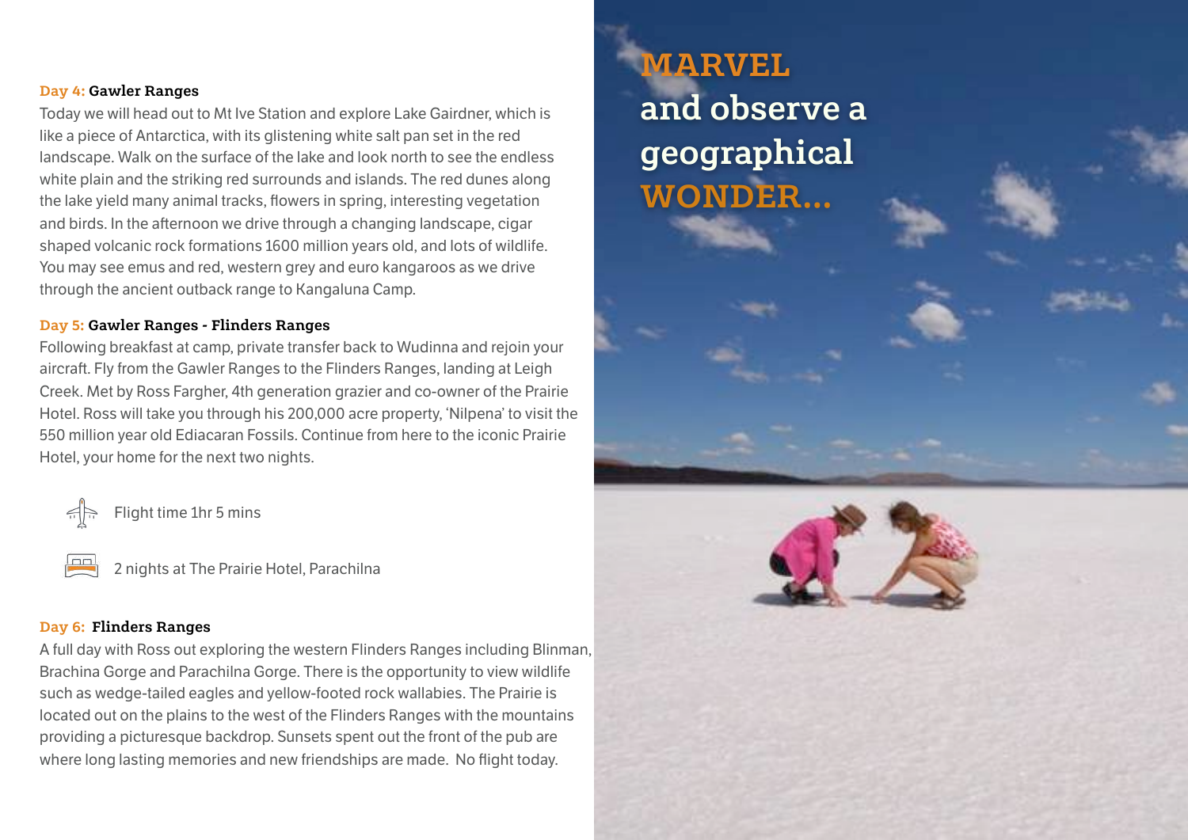**Day 4: Gawler Ranges**

Today we will head out to Mt Ive Station and explore Lake Gairdner, which is like a piece of Antarctica, with its glistening white salt pan set in the red landscape. Walk on the surface of the lake and look north to see the endless white plain and the striking red surrounds and islands. The red dunes along the lake yield many animal tracks, flowers in spring, interesting vegetation and birds. In the afternoon we drive through a changing landscape, cigar shaped volcanic rock formations 1600 million years old, and lots of wildlife. You may see emus and red, western grey and euro kangaroos as we drive through the ancient outback range to Kangaluna Camp.

**Day 5: Gawler Ranges - Flinders Ranges**

Following breakfast at camp, private transfer back to Wudinna and rejoin your aircraft. Fly from the Gawler Ranges to the Flinders Ranges, landing at Leigh Creek. Met by Ross Fargher, 4th generation grazier and co-owner of the Prairie Hotel. Ross will take you through his 200,000 acre property, 'Nilpena' to visit the 550 million year old Ediacaran Fossils. Continue from here to the iconic Prairie Hotel, your home for the next two nights.

Flight time 1hr 5 mins

2 nights at The Prairie Hotel, Parachilna

**Day 6: Flinders Ranges**

A full day with Ross out exploring the western Flinders Ranges including Blinman, Brachina Gorge and Parachilna Gorge. There is the opportunity to view wildlife such as wedge-tailed eagles and yellow-footed rock wallabies. The Prairie is located out on the plains to the west of the Flinders Ranges with the mountains providing a picturesque backdrop. Sunsets spent out the front of the pub are where long lasting memories and new friendships are made. No flight today.

## MARVEL and observe a geographical WONDER...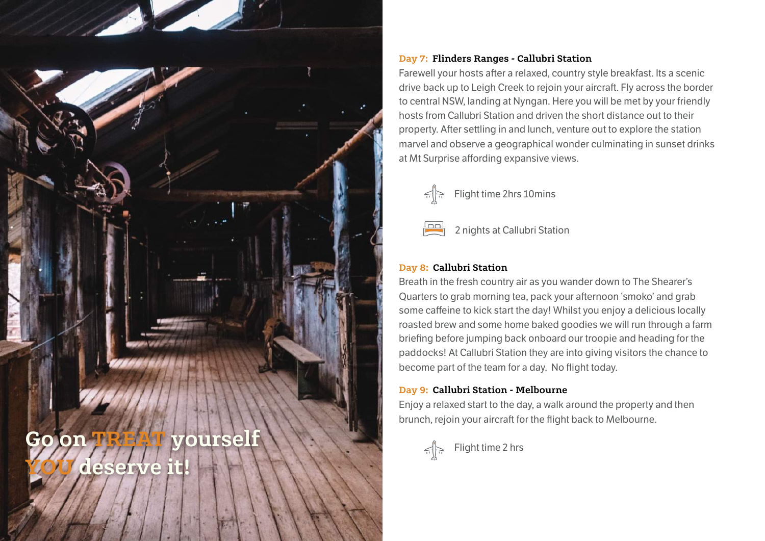**Go on TREAT yourself YOU deserve it!**

### Day 7: Flinders Ranges - Callubri Station

Farewell your hosts after a relaxed, country style breakfast. Its a scenic drive back up to Leigh Creek to rejoin your aircraft. Fly across the border to central NSW, landing at Nyngan. Here you will be met by your friendly hosts from Callubri Station and driven the short distance out to their property. After settling in and lunch, venture out to explore the station marvel and observe a geographical wonder culminating in sunset drinks at Mt Surprise affording expansive views.

Flight time 2hrs 10mins

2 nights at Callubri Station

### Day 8: Callubri Station

Breath in the fresh country air as you wander down to The Shearer's Quarters to grab morning tea, pack your afternoon 'smoko' and grab some caffeine to kick start the day! Whilst you enjoy a delicious locally roasted brew and some home baked goodies we will run through a farm briefing before jumping back onboard our troopie and heading for the paddocks! At Callubri Station they are into giving visitors the chance to become part of the team for a day. No flight today.

### Day 9: Callubri Station - Melbourne

Enjoy a relaxed start to the day, a walk around the property and then brunch, rejoin your aircraft for the flight back to Melbourne.

Flight time 2 hrs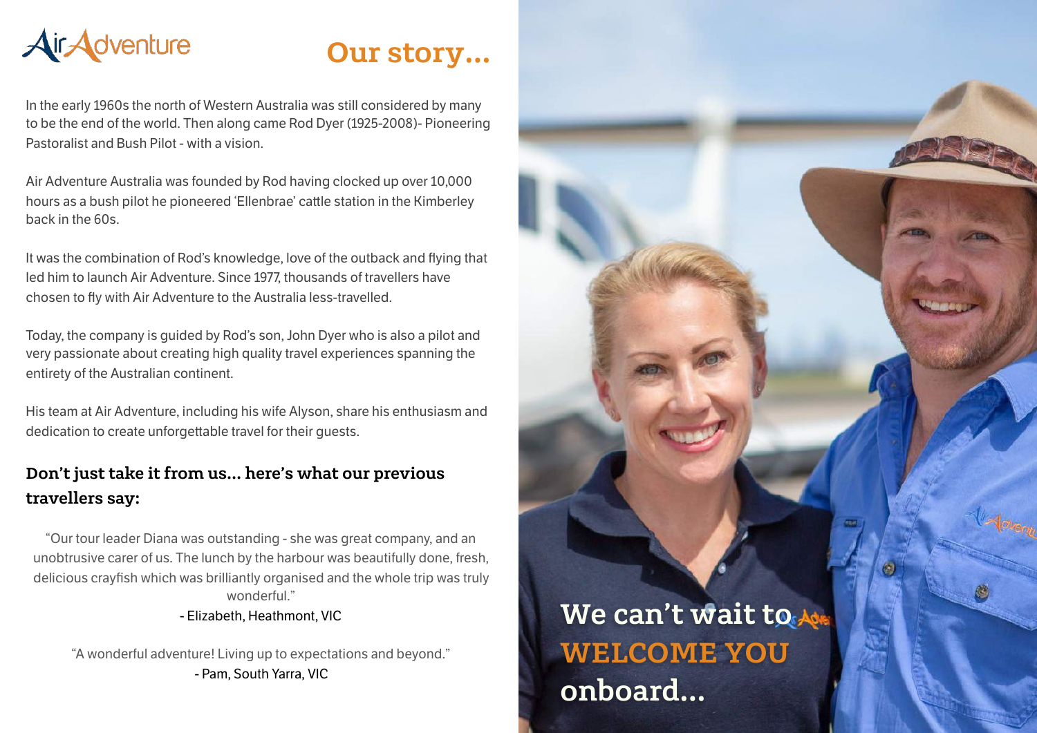# Our story...

In the early 1960s the north of Western Australia was still considered by many to be the end of the world. Then along came Rod Dyer (1925-2008)- Pioneering Pastoralist and Bush Pilot - with a vision.

Air Adventure Australia was founded by Rod having clocked up over 10,000 hours as a bush pilot he pioneered 'Ellenbrae' cattle station in the Kimberley back in the 60s.

It was the combination of Rod's knowledge, love of the outback and flying that led him to launch Air Adventure. Since 1977, thousands of travellers have chosen to fly with Air Adventure to the Australia less-travelled.

Today, the company is guided by Rod's son, John Dyer who is also a pilot and very passionate about creating high quality travel experiences spanning the entirety of the Australian continent.

His team at Air Adventure, including his wife Alyson, share his enthusiasm and dedication to create unforgettable travel for their guests.

## Don't just take it from us... here's what our previous travellers say:

"Our tour leader Diana was outstanding - she was great company, and an unobtrusive carer of us. The lunch by the harbour was beautifully done, fresh, delicious crayfish which was brilliantly organised and the whole trip was truly wonderful."

- Elizabeth, Heathmont, VIC

"A wonderful adventure! Living up to expectations and beyond."

- Pam, South Yarra, VIC

We can't wait to **WELCOME YOU** onboard...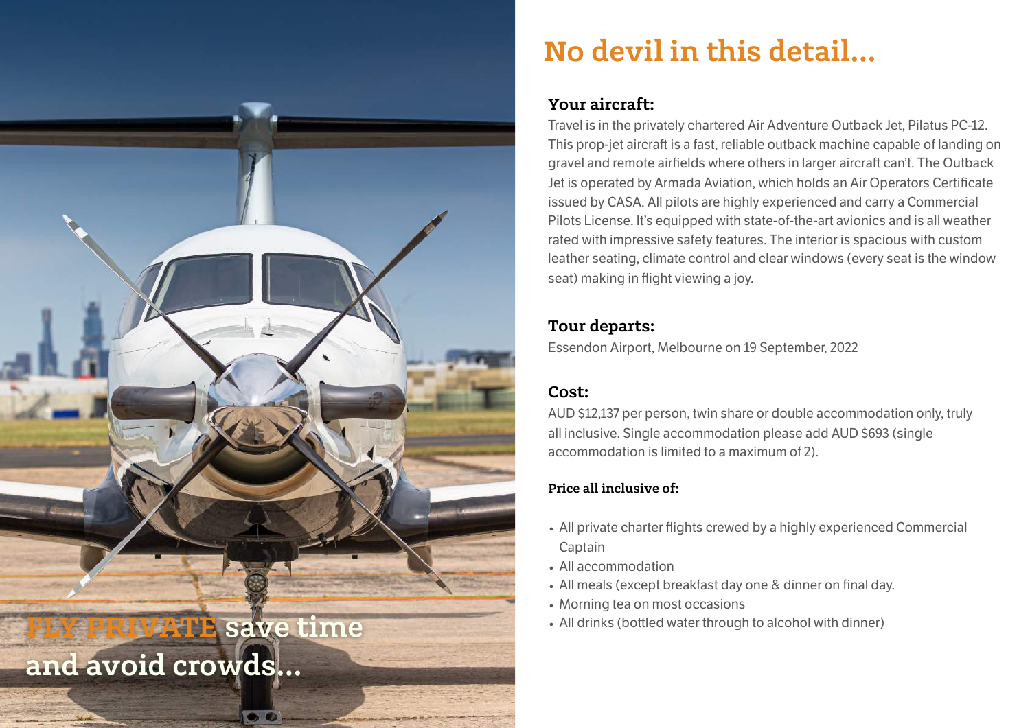FLY PRIVATE save time and avoid crowds...

# No devil in this detail...

### Your aircraft:

Travel is in the privately chartered Air Adventure Outback Jet, Pilatus PC-12. This prop-jet aircraft is a fast, reliable outback machine capable of landing on gravel and remote airfields where others in larger aircraft can't. The Outback Jet is operated by Armada Aviation, which holds an Air Operators Certificate issued by CASA. All pilots are highly experienced and carry a Commercial Pilots License. It's equipped with state-of-the-art avionics and is all weather rated with impressive safety features. The interior is spacious with custom leather seating, climate control and clear windows (every seat is the window seat) making in flight viewing a joy.

### Tour departs:

Essendon Airport, Melbourne on 19 September, 2022

### Cost:

AUD $12,137 per person, twin share or double accommodation only, truly all inclusive. Single accommodation please add AUD $693 (single accommodation is limited to a maximum of 2).

#### Price all inclusive of:

- All private charter flights crewed by a highly experienced Commercial Captain
- All accommodation
- All meals (except breakfast day one & dinner on final day.
- Morning tea on most occasions
- All drinks (bottled water through to alcohol with dinner)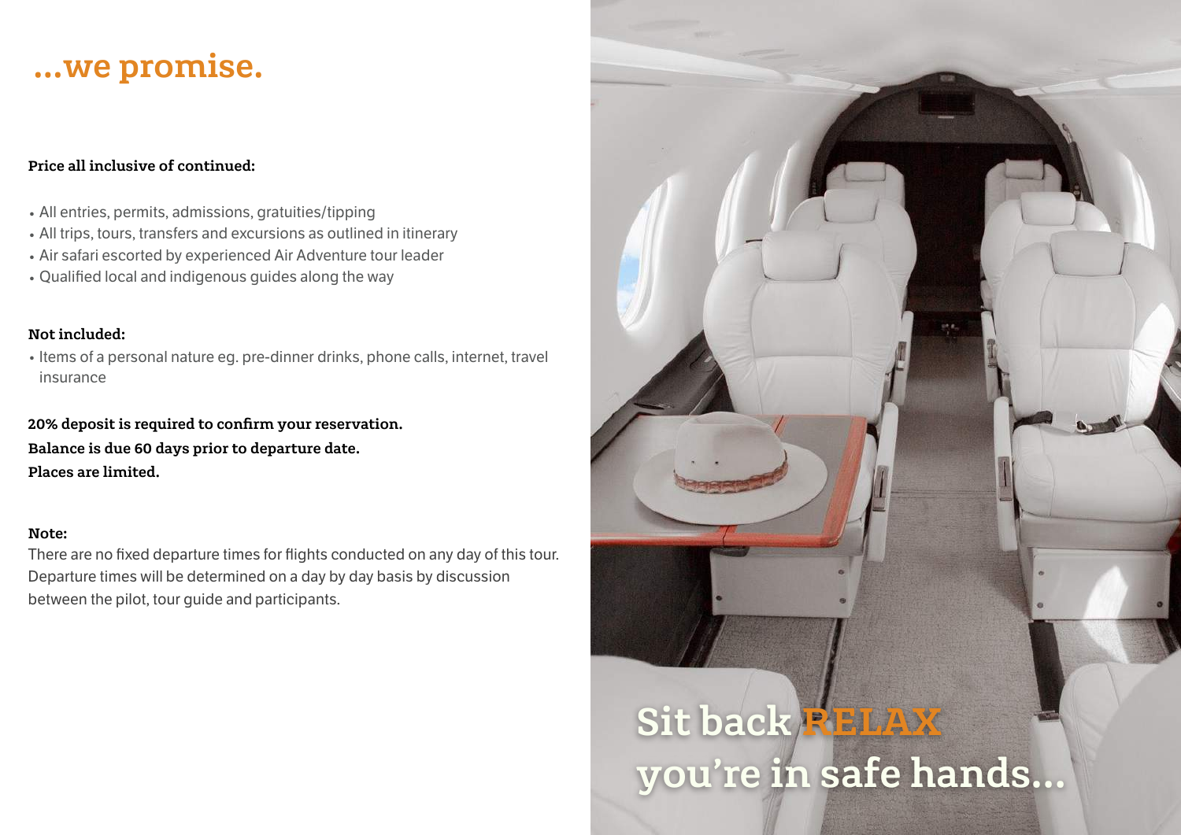# ...we promise.

**Price all inclusive of continued:**

- All entries, permits, admissions, gratuities/tipping
- All trips, tours, transfers and excursions as outlined in itinerary
- Air safari escorted by experienced Air Adventure tour leader
- Qualified local and indigenous guides along the way

**Not included:**

- Items of a personal nature eg. pre-dinner drinks, phone calls, internet, travel insurance

**20% deposit is required to confirm your reservation.**
**Balance is due 60 days prior to departure date.**
**Places are limited.**

**Note:**

There are no fixed departure times for flights conducted on any day of this tour. Departure times will be determined on a day by day basis by discussion between the pilot, tour guide and participants.

## Sit back RELAX you're in safe hands...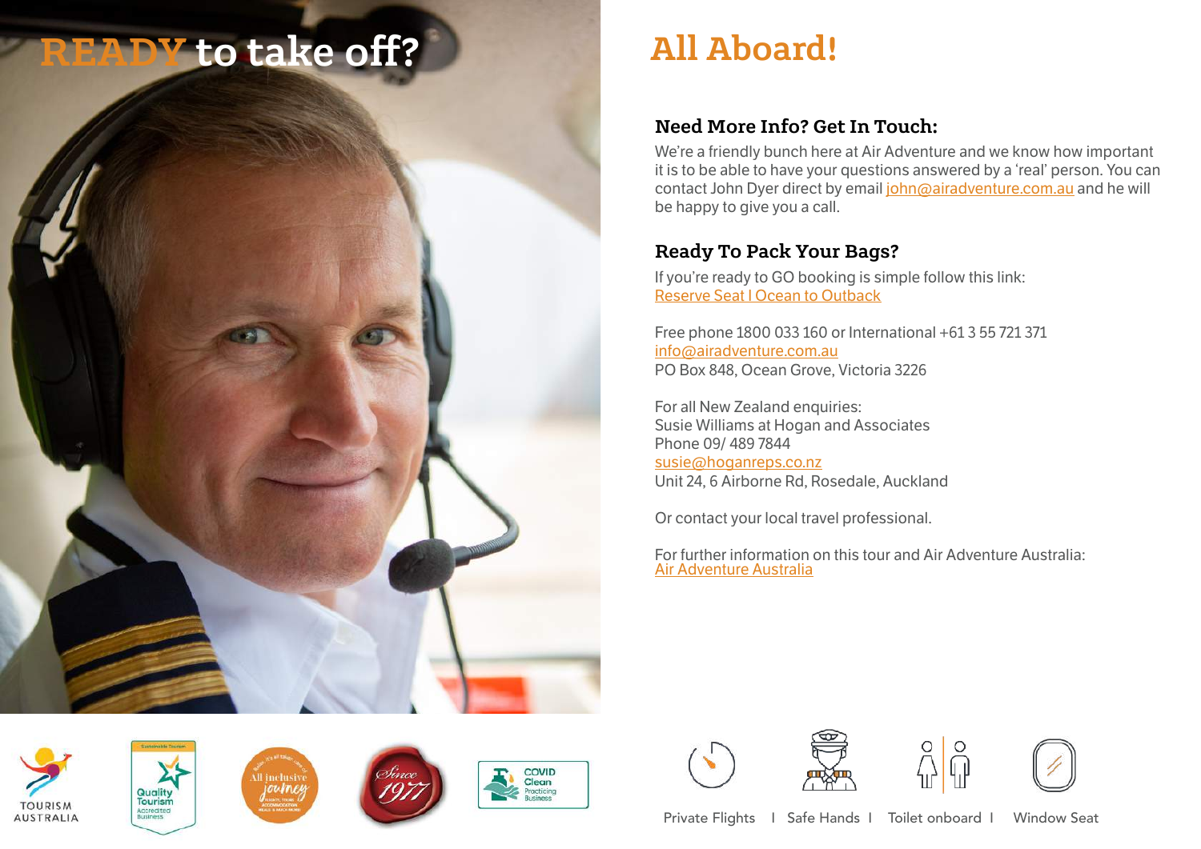# READY to take off?

# All Aboard!

## Need More Info? Get In Touch:

We're a friendly bunch here at Air Adventure and we know how important it is to be able to have your questions answered by a 'real' person. You can contact John Dyer direct by email john@airadventure.com.au and he will be happy to give you a call.

## Ready To Pack Your Bags?

If you're ready to GO booking is simple follow this link:
Reserve Seat I Ocean to Outback

Free phone 1800 033 160 or International +61 3 55 721 371
info@airadventure.com.au
PO Box 848, Ocean Grove, Victoria 3226

For all New Zealand enquiries:
Susie Williams at Hogan and Associates
Phone 09/ 489 7844
susie@hoganreps.co.nz
Unit 24, 6 Airborne Rd, Rosedale, Auckland

Or contact your local travel professional.

For further information on this tour and Air Adventure Australia:
Air Adventure Australia

TOURISM AUSTRALIA

Sustainable Tourism Quality Tourism Accredited Business

All inclusive journey

Since 1977

COVID Clean Practicing Business

Private Flights | Safe Hands | Toilet onboard | Window Seat